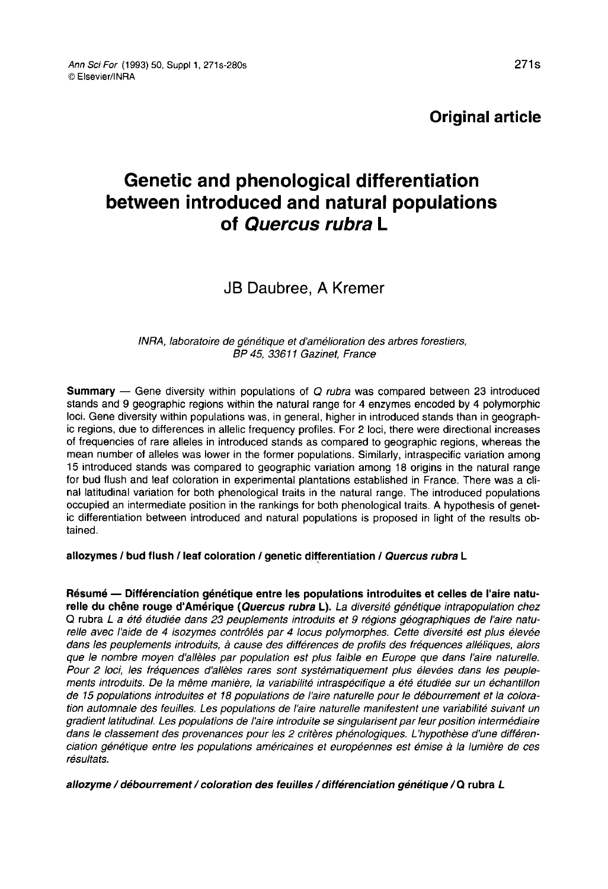**Original article**

# Genetic and phenological differentiation between introduced and natural populations of *Quercus rubra* L

JB Daubree, A Kremer

*INRA, laboratoire de génétique et d'amélioration des arbres forestiers, BP 45, 33611 Gazinet, France*

**Summary** — Gene diversity within populations of *Q rubra* was compared between 23 introduced stands and 9 geographic regions within the natural range for 4 enzymes encoded by 4 polymorphic loci. Gene diversity within populations was, in general, higher in introduced stands than in geographic regions, due to differences in allelic frequency profiles. For 2 loci, there were directional increases of frequencies of rare alleles in introduced stands as compared to geographic regions, whereas the mean number of alleles was lower in the former populations. Similarly, intraspecific variation among 15 introduced stands was compared to geographic variation among 18 origins in the natural range for bud flush and leaf coloration in experimental plantations established in France. There was a clinal latitudinal variation for both phenological traits in the natural range. The introduced populations occupied an intermediate position in the rankings for both phenological traits. A hypothesis of genetic differentiation between introduced and natural populations is proposed in light of the results obtained.

**allozymes / bud flush / leaf coloration / genetic differentiation / *Quercus rubra* L**

**Résumé — Différenciation génétique entre les populations introduites et celles de l'aire naturelle du chêne rouge d'Amérique (*Quercus rubra* L).** *La diversité génétique intrapopulation chez* Q rubra *L a été étudiée dans 23 peuplements introduits et 9 régions géographiques de l'aire naturelle avec l'aide de 4 isozymes contrôlés par 4 locus polymorphes. Cette diversité est plus élevée dans les peuplements introduits, à cause des différences de profils des fréquences alléliques, alors que le nombre moyen d'allèles par population est plus faible en Europe que dans l'aire naturelle. Pour 2 loci, les fréquences d'allèles rares sont systématiquement plus élevées dans les peuplements introduits. De la même manière, la variabilité intraspécifique a été étudiée sur un échantillon de 15 populations introduites et 18 populations de l'aire naturelle pour le débourrement et la coloration automnale des feuilles. Les populations de l'aire naturelle manifestent une variabilité suivant un gradient latitudinal. Les populations de l'aire introduite se singularisent par leur position intermédiaire dans le classement des provenances pour les 2 critères phénologiques. L'hypothèse d'une différenciation génétique entre les populations américaines et européennes est émise à la lumière de ces résultats.*

***allozyme / débourrement / coloration des feuilles / différenciation génétique /* Q rubra *L***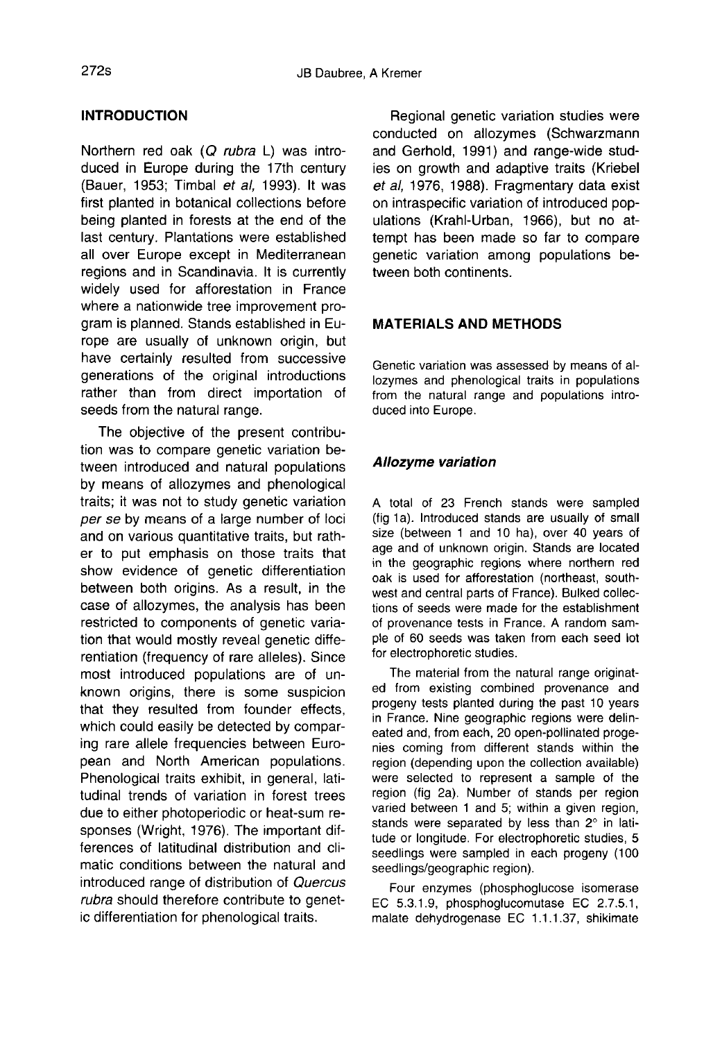## INTRODUCTION

Northern red oak (*Q rubra* L) was introduced in Europe during the 17th century (Bauer, 1953; Timbal *et al*, 1993). It was first planted in botanical collections before being planted in forests at the end of the last century. Plantations were established all over Europe except in Mediterranean regions and in Scandinavia. It is currently widely used for afforestation in France where a nationwide tree improvement program is planned. Stands established in Europe are usually of unknown origin, but have certainly resulted from successive generations of the original introductions rather than from direct importation of seeds from the natural range.

The objective of the present contribution was to compare genetic variation between introduced and natural populations by means of allozymes and phenological traits; it was not to study genetic variation *per se* by means of a large number of loci and on various quantitative traits, but rather to put emphasis on those traits that show evidence of genetic differentiation between both origins. As a result, in the case of allozymes, the analysis has been restricted to components of genetic variation that would mostly reveal genetic differentiation (frequency of rare alleles). Since most introduced populations are of unknown origins, there is some suspicion that they resulted from founder effects, which could easily be detected by comparing rare allele frequencies between European and North American populations. Phenological traits exhibit, in general, latitudinal trends of variation in forest trees due to either photoperiodic or heat-sum responses (Wright, 1976). The important differences of latitudinal distribution and climatic conditions between the natural and introduced range of distribution of *Quercus rubra* should therefore contribute to genetic differentiation for phenological traits.

Regional genetic variation studies were conducted on allozymes (Schwarzmann and Gerhold, 1991) and range-wide studies on growth and adaptive traits (Kriebel *et al*, 1976, 1988). Fragmentary data exist on intraspecific variation of introduced populations (Krahl-Urban, 1966), but no attempt has been made so far to compare genetic variation among populations between both continents.

## MATERIALS AND METHODS

Genetic variation was assessed by means of allozymes and phenological traits in populations from the natural range and populations introduced into Europe.

### *Allozyme variation*

A total of 23 French stands were sampled (fig 1a). Introduced stands are usually of small size (between 1 and 10 ha), over 40 years of age and of unknown origin. Stands are located in the geographic regions where northern red oak is used for afforestation (northeast, southwest and central parts of France). Bulked collections of seeds were made for the establishment of provenance tests in France. A random sample of 60 seeds was taken from each seed lot for electrophoretic studies.

The material from the natural range originated from existing combined provenance and progeny tests planted during the past 10 years in France. Nine geographic regions were delineated and, from each, 20 open-pollinated progenies coming from different stands within the region (depending upon the collection available) were selected to represent a sample of the region (fig 2a). Number of stands per region varied between 1 and 5; within a given region, stands were separated by less than 2° in latitude or longitude. For electrophoretic studies, 5 seedlings were sampled in each progeny (100 seedlings/geographic region).

Four enzymes (phosphoglucose isomerase EC 5.3.1.9, phosphoglucomutase EC 2.7.5.1, malate dehydrogenase EC 1.1.1.37, shikimate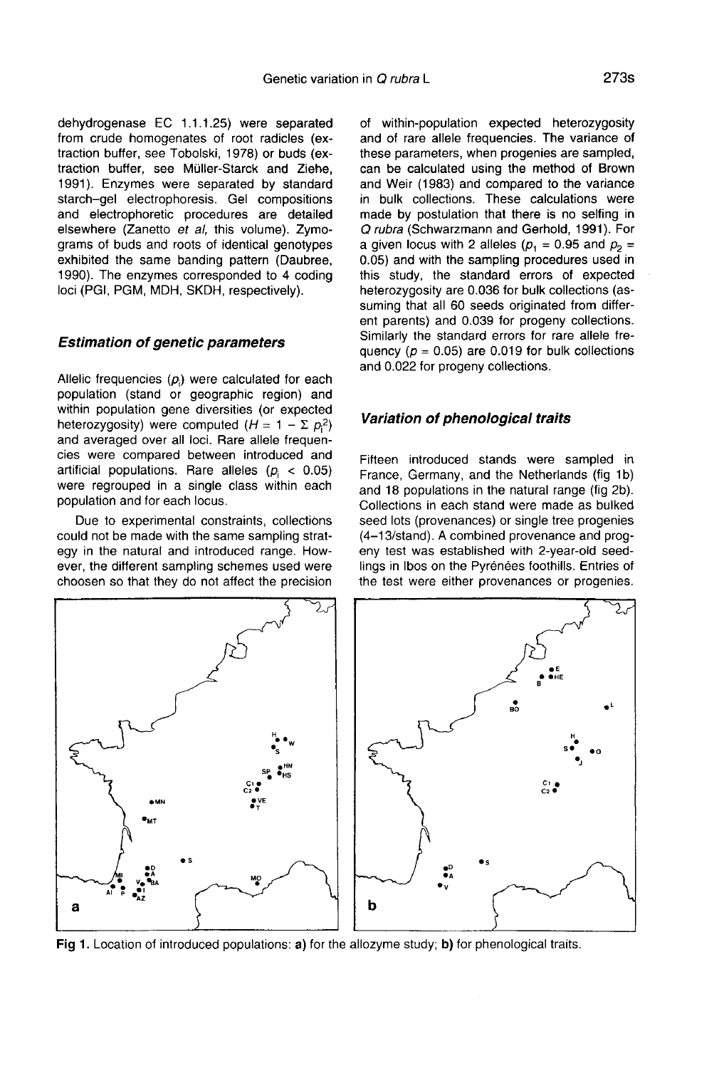dehydrogenase EC 1.1.1.25) were separated from crude homogenates of root radicles (extraction buffer, see Tobolski, 1978) or buds (extraction buffer, see Müller-Starck and Ziehe, 1991). Enzymes were separated by standard starch–gel electrophoresis. Gel compositions and electrophoretic procedures are detailed elsewhere (Zanetto *et al*, this volume). Zymograms of buds and roots of identical genotypes exhibited the same banding pattern (Daubree, 1990). The enzymes corresponded to 4 coding loci (PGI, PGM, MDH, SKDH, respectively).

### *Estimation of genetic parameters*

Allelic frequencies ($p_i$) were calculated for each population (stand or geographic region) and within population gene diversities (or expected heterozygosity) were computed ($H = 1 - \Sigma p_i^2$) and averaged over all loci. Rare allele frequencies were compared between introduced and artificial populations. Rare alleles ($p_i < 0.05$) were regrouped in a single class within each population and for each locus.

Due to experimental constraints, collections could not be made with the same sampling strategy in the natural and introduced range. However, the different sampling schemes used were choosen so that they do not affect the precision of within-population expected heterozygosity and of rare allele frequencies. The variance of these parameters, when progenies are sampled, can be calculated using the method of Brown and Weir (1983) and compared to the variance in bulk collections. These calculations were made by postulation that there is no selfing in *Q rubra* (Schwarzmann and Gerhold, 1991). For a given locus with 2 alleles ($p_1 = 0.95$ and $p_2 = 0.05$) and with the sampling procedures used in this study, the standard errors of expected heterozygosity are 0.036 for bulk collections (assuming that all 60 seeds originated from different parents) and 0.039 for progeny collections. Similarly the standard errors for rare allele frequency ($p = 0.05$) are 0.019 for bulk collections and 0.022 for progeny collections.

### *Variation of phenological traits*

Fifteen introduced stands were sampled in France, Germany, and the Netherlands (fig 1b) and 18 populations in the natural range (fig 2b). Collections in each stand were made as bulked seed lots (provenances) or single tree progenies (4–13/stand). A combined provenance and progeny test was established with 2-year-old seedlings in Ibos on the Pyrénées foothills. Entries of the test were either provenances or progenies.

**Fig 1.** Location of introduced populations: **a)** for the allozyme study; **b)** for phenological traits.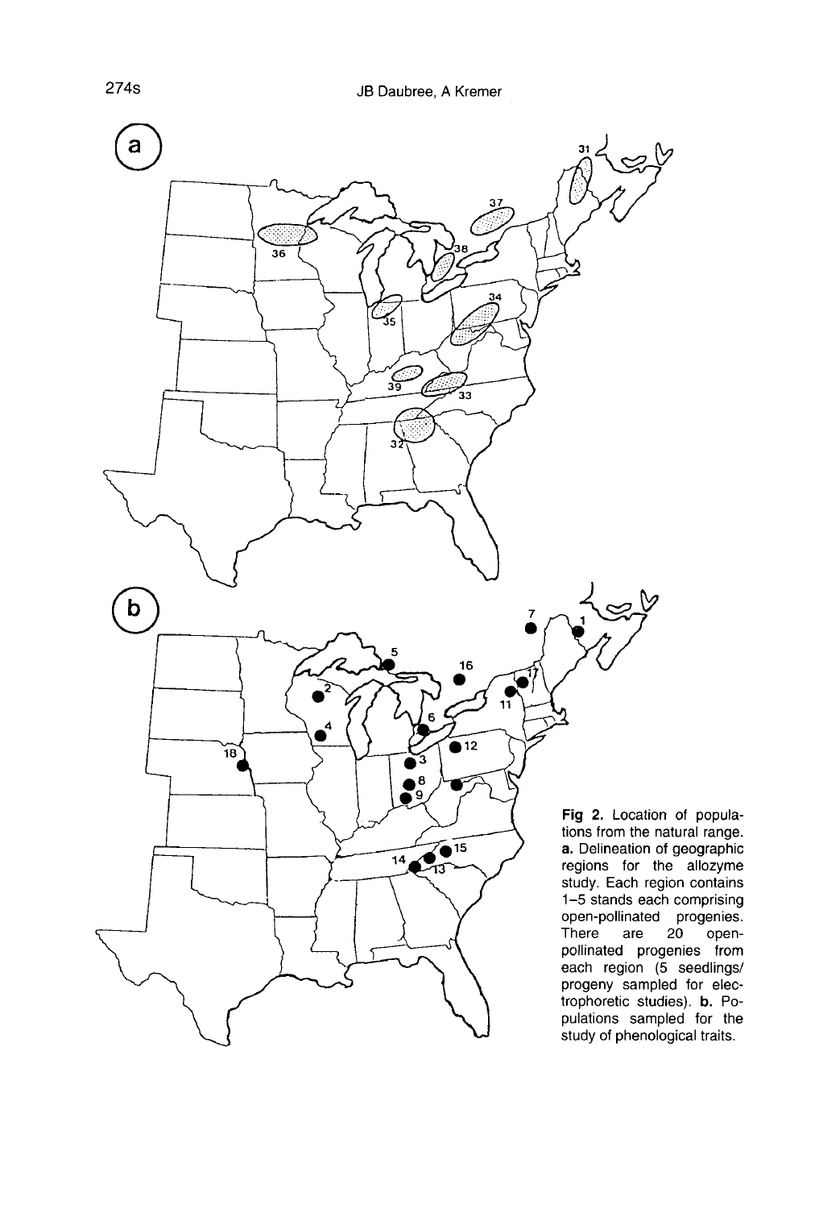**Fig 2.** Location of populations from the natural range. **a.** Delineation of geographic regions for the allozyme study. Each region contains 1–5 stands each comprising open-pollinated progenies. There are 20 open-pollinated progenies from each region (5 seedlings/progeny sampled for electrophoretic studies). **b.** Populations sampled for the study of phenological traits.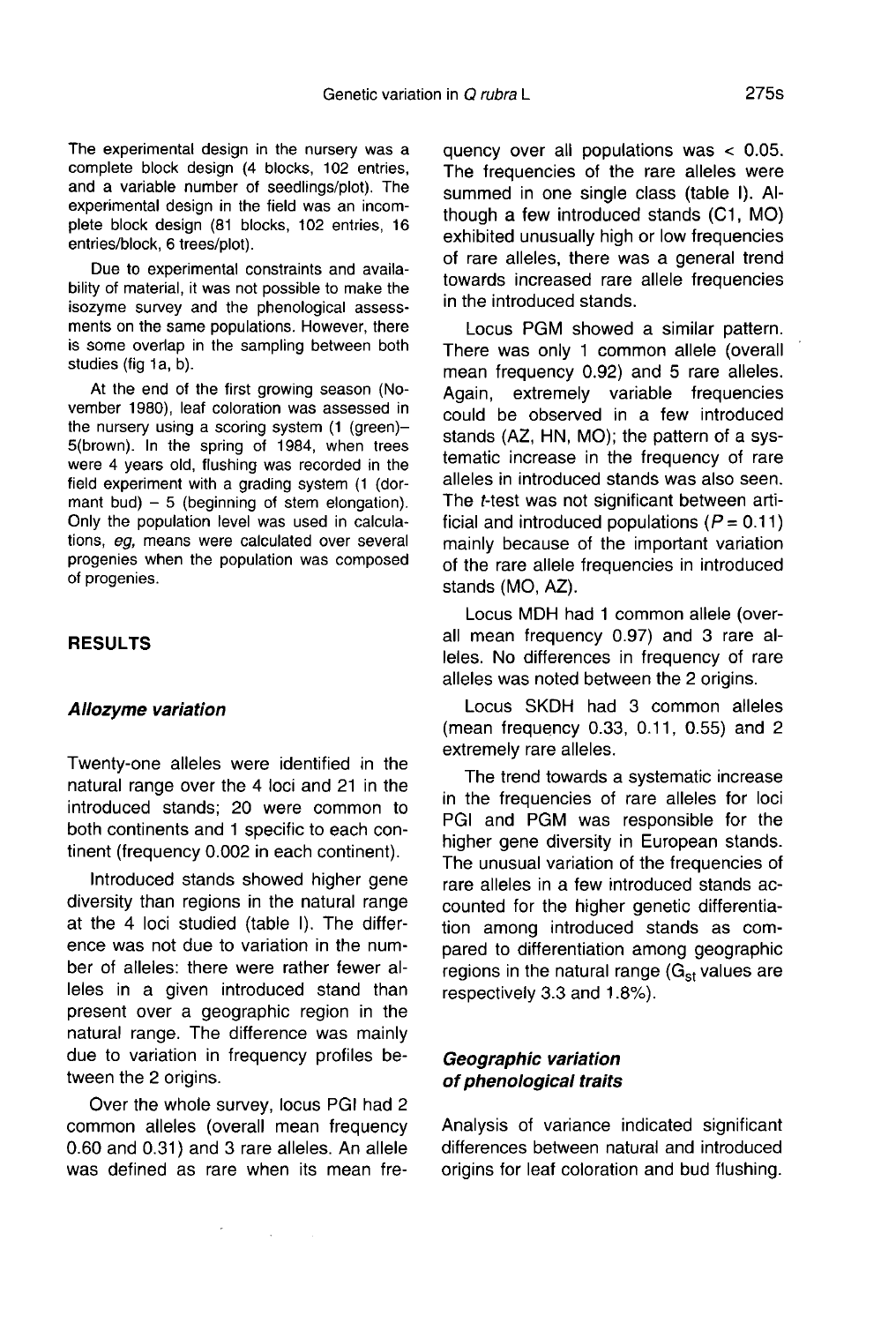The experimental design in the nursery was a complete block design (4 blocks, 102 entries, and a variable number of seedlings/plot). The experimental design in the field was an incomplete block design (81 blocks, 102 entries, 16 entries/block, 6 trees/plot).

Due to experimental constraints and availability of material, it was not possible to make the isozyme survey and the phenological assessments on the same populations. However, there is some overlap in the sampling between both studies (fig 1a, b).

At the end of the first growing season (November 1980), leaf coloration was assessed in the nursery using a scoring system (1 (green)–5(brown). In the spring of 1984, when trees were 4 years old, flushing was recorded in the field experiment with a grading system (1 (dormant bud) – 5 (beginning of stem elongation). Only the population level was used in calculations, *eg*, means were calculated over several progenies when the population was composed of progenies.

## RESULTS

### *Allozyme variation*

Twenty-one alleles were identified in the natural range over the 4 loci and 21 in the introduced stands; 20 were common to both continents and 1 specific to each continent (frequency 0.002 in each continent).

Introduced stands showed higher gene diversity than regions in the natural range at the 4 loci studied (table I). The difference was not due to variation in the number of alleles: there were rather fewer alleles in a given introduced stand than present over a geographic region in the natural range. The difference was mainly due to variation in frequency profiles between the 2 origins.

Over the whole survey, locus PGI had 2 common alleles (overall mean frequency 0.60 and 0.31) and 3 rare alleles. An allele was defined as rare when its mean frequency over all populations was < 0.05. The frequencies of the rare alleles were summed in one single class (table I). Although a few introduced stands (C1, MO) exhibited unusually high or low frequencies of rare alleles, there was a general trend towards increased rare allele frequencies in the introduced stands.

Locus PGM showed a similar pattern. There was only 1 common allele (overall mean frequency 0.92) and 5 rare alleles. Again, extremely variable frequencies could be observed in a few introduced stands (AZ, HN, MO); the pattern of a systematic increase in the frequency of rare alleles in introduced stands was also seen. The *t*-test was not significant between artificial and introduced populations ($P = 0.11$) mainly because of the important variation of the rare allele frequencies in introduced stands (MO, AZ).

Locus MDH had 1 common allele (overall mean frequency 0.97) and 3 rare alleles. No differences in frequency of rare alleles was noted between the 2 origins.

Locus SKDH had 3 common alleles (mean frequency 0.33, 0.11, 0.55) and 2 extremely rare alleles.

The trend towards a systematic increase in the frequencies of rare alleles for loci PGI and PGM was responsible for the higher gene diversity in European stands. The unusual variation of the frequencies of rare alleles in a few introduced stands accounted for the higher genetic differentiation among introduced stands as compared to differentiation among geographic regions in the natural range ($G_{st}$ values are respectively 3.3 and 1.8%).

### *Geographic variation of phenological traits*

Analysis of variance indicated significant differences between natural and introduced origins for leaf coloration and bud flushing.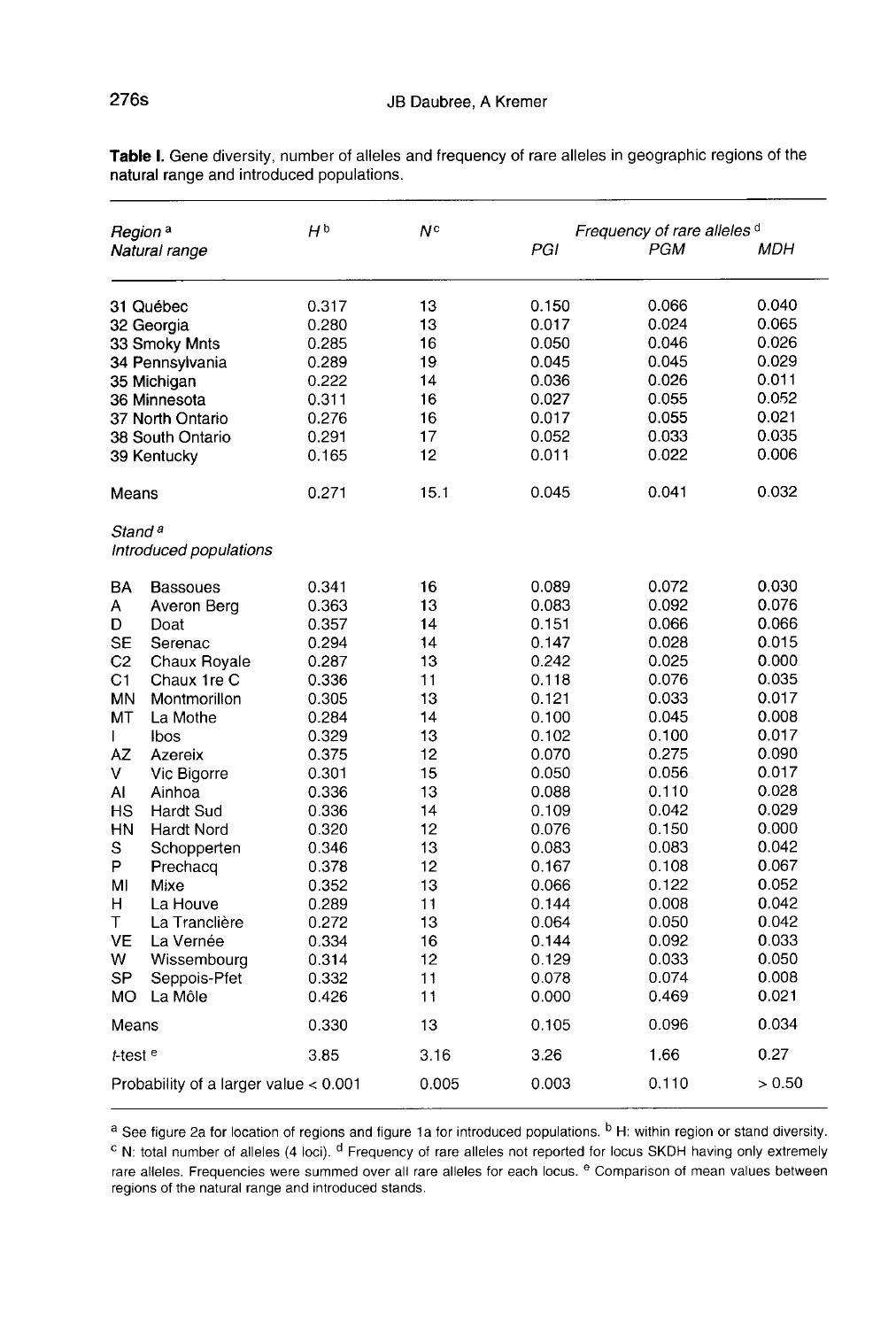**Table I.** Gene diversity, number of alleles and frequency of rare alleles in geographic regions of the natural range and introduced populations.

| *Region* [a] *Natural range* | *H* [b] | *N* [c] | *Frequency of rare alleles* [d] | | |
|---|---|---|---|---|---|
| | | | *PGI* | *PGM* | *MDH* |
| 31 Québec | 0.317 | 13 | 0.150 | 0.066 | 0.040 |
| 32 Georgia | 0.280 | 13 | 0.017 | 0.024 | 0.065 |
| 33 Smoky Mnts | 0.285 | 16 | 0.050 | 0.046 | 0.026 |
| 34 Pennsylvania | 0.289 | 19 | 0.045 | 0.045 | 0.029 |
| 35 Michigan | 0.222 | 14 | 0.036 | 0.026 | 0.011 |
| 36 Minnesota | 0.311 | 16 | 0.027 | 0.055 | 0.052 |
| 37 North Ontario | 0.276 | 16 | 0.017 | 0.055 | 0.021 |
| 38 South Ontario | 0.291 | 17 | 0.052 | 0.033 | 0.035 |
| 39 Kentucky | 0.165 | 12 | 0.011 | 0.022 | 0.006 |
| Means | 0.271 | 15.1 | 0.045 | 0.041 | 0.032 |
| *Stand* [a] *Introduced populations* | | | | | |
| BA Bassoues | 0.341 | 16 | 0.089 | 0.072 | 0.030 |
| A Averon Berg | 0.363 | 13 | 0.083 | 0.092 | 0.076 |
| D Doat | 0.357 | 14 | 0.151 | 0.066 | 0.066 |
| SE Serenac | 0.294 | 14 | 0.147 | 0.028 | 0.015 |
| C2 Chaux Royale | 0.287 | 13 | 0.242 | 0.025 | 0.000 |
| C1 Chaux 1re C | 0.336 | 11 | 0.118 | 0.076 | 0.035 |
| MN Montmorillon | 0.305 | 13 | 0.121 | 0.033 | 0.017 |
| MT La Mothe | 0.284 | 14 | 0.100 | 0.045 | 0.008 |
| I Ibos | 0.329 | 13 | 0.102 | 0.100 | 0.017 |
| AZ Azereix | 0.375 | 12 | 0.070 | 0.275 | 0.090 |
| V Vic Bigorre | 0.301 | 15 | 0.050 | 0.056 | 0.017 |
| AI Ainhoa | 0.336 | 13 | 0.088 | 0.110 | 0.028 |
| HS Hardt Sud | 0.336 | 14 | 0.109 | 0.042 | 0.029 |
| HN Hardt Nord | 0.320 | 12 | 0.076 | 0.150 | 0.000 |
| S Schopperten | 0.346 | 13 | 0.083 | 0.083 | 0.042 |
| P Prechacq | 0.378 | 12 | 0.167 | 0.108 | 0.067 |
| MI Mixe | 0.352 | 13 | 0.066 | 0.122 | 0.052 |
| H La Houve | 0.289 | 11 | 0.144 | 0.008 | 0.042 |
| T La Tranclière | 0.272 | 13 | 0.064 | 0.050 | 0.042 |
| VE La Vernée | 0.334 | 16 | 0.144 | 0.092 | 0.033 |
| W Wissembourg | 0.314 | 12 | 0.129 | 0.033 | 0.050 |
| SP Seppois-Pfet | 0.332 | 11 | 0.078 | 0.074 | 0.008 |
| MO La Môle | 0.426 | 11 | 0.000 | 0.469 | 0.021 |
| Means | 0.330 | 13 | 0.105 | 0.096 | 0.034 |
| *t*-test [e] | 3.85 | 3.16 | 3.26 | 1.66 | 0.27 |
| Probability of a larger value | < 0.001 | 0.005 | 0.003 | 0.110 | > 0.50 |

[a] See figure 2a for location of regions and figure 1a for introduced populations. [b] H: within region or stand diversity. [c] N: total number of alleles (4 loci). [d] Frequency of rare alleles not reported for locus SKDH having only extremely rare alleles. Frequencies were summed over all rare alleles for each locus. [e] Comparison of mean values between regions of the natural range and introduced stands.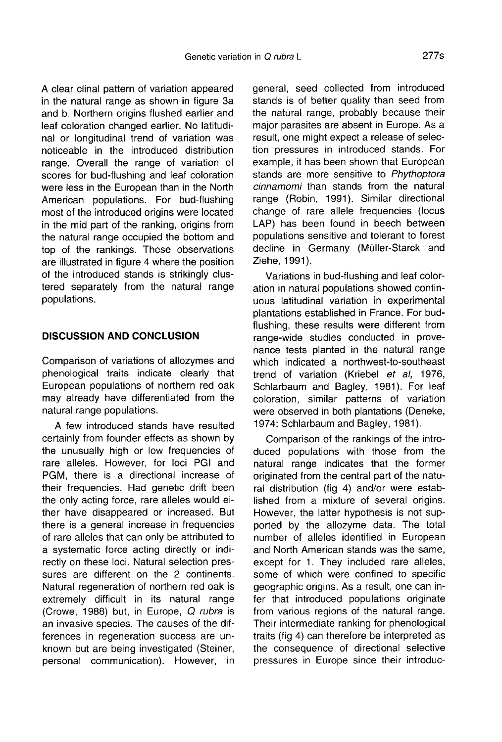A clear clinal pattern of variation appeared in the natural range as shown in figure 3a and b. Northern origins flushed earlier and leaf coloration changed earlier. No latitudinal or longitudinal trend of variation was noticeable in the introduced distribution range. Overall the range of variation of scores for bud-flushing and leaf coloration were less in the European than in the North American populations. For bud-flushing most of the introduced origins were located in the mid part of the ranking, origins from the natural range occupied the bottom and top of the rankings. These observations are illustrated in figure 4 where the position of the introduced stands is strikingly clustered separately from the natural range populations.

## DISCUSSION AND CONCLUSION

Comparison of variations of allozymes and phenological traits indicate clearly that European populations of northern red oak may already have differentiated from the natural range populations.

A few introduced stands have resulted certainly from founder effects as shown by the unusually high or low frequencies of rare alleles. However, for loci PGI and PGM, there is a directional increase of their frequencies. Had genetic drift been the only acting force, rare alleles would either have disappeared or increased. But there is a general increase in frequencies of rare alleles that can only be attributed to a systematic force acting directly or indirectly on these loci. Natural selection pressures are different on the 2 continents. Natural regeneration of northern red oak is extremely difficult in its natural range (Crowe, 1988) but, in Europe, *Q rubra* is an invasive species. The causes of the differences in regeneration success are unknown but are being investigated (Steiner, personal communication). However, in general, seed collected from introduced stands is of better quality than seed from the natural range, probably because their major parasites are absent in Europe. As a result, one might expect a release of selection pressures in introduced stands. For example, it has been shown that European stands are more sensitive to *Phythoptora cinnamomi* than stands from the natural range (Robin, 1991). Similar directional change of rare allele frequencies (locus LAP) has been found in beech between populations sensitive and tolerant to forest decline in Germany (Müller-Starck and Ziehe, 1991).

Variations in bud-flushing and leaf coloration in natural populations showed continuous latitudinal variation in experimental plantations established in France. For bud-flushing, these results were different from range-wide studies conducted in provenance tests planted in the natural range which indicated a northwest-to-southeast trend of variation (Kriebel *et al*, 1976, Schlarbaum and Bagley, 1981). For leaf coloration, similar patterns of variation were observed in both plantations (Deneke, 1974; Schlarbaum and Bagley, 1981).

Comparison of the rankings of the introduced populations with those from the natural range indicates that the former originated from the central part of the natural distribution (fig 4) and/or were established from a mixture of several origins. However, the latter hypothesis is not supported by the allozyme data. The total number of alleles identified in European and North American stands was the same, except for 1. They included rare alleles, some of which were confined to specific geographic origins. As a result, one can infer that introduced populations originate from various regions of the natural range. Their intermediate ranking for phenological traits (fig 4) can therefore be interpreted as the consequence of directional selective pressures in Europe since their introduc-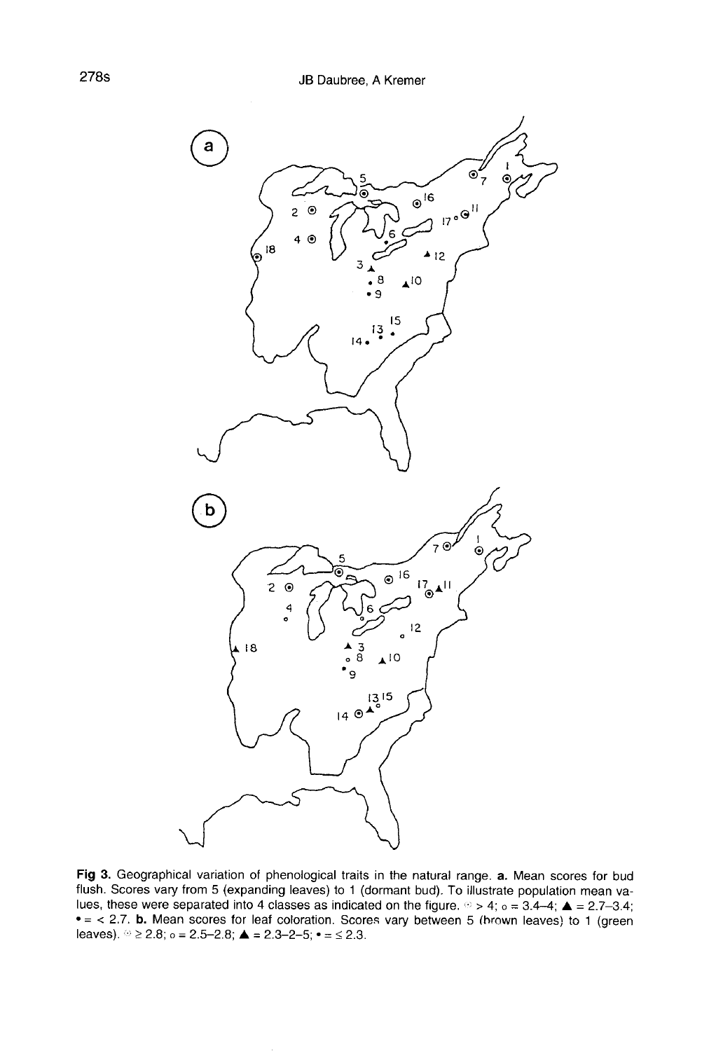**Fig 3.** Geographical variation of phenological traits in the natural range. **a.** Mean scores for bud flush. Scores vary from 5 (expanding leaves) to 1 (dormant bud). To illustrate population mean values, these were separated into 4 classes as indicated on the figure. ⊙ > 4; o = 3.4–4; ▲ = 2.7–3.4; • = < 2.7. **b.** Mean scores for leaf coloration. Scores vary between 5 (brown leaves) to 1 (green leaves). ⊙ ≥ 2.8; o = 2.5–2.8; ▲ = 2.3–2–5; • = ≤ 2.3.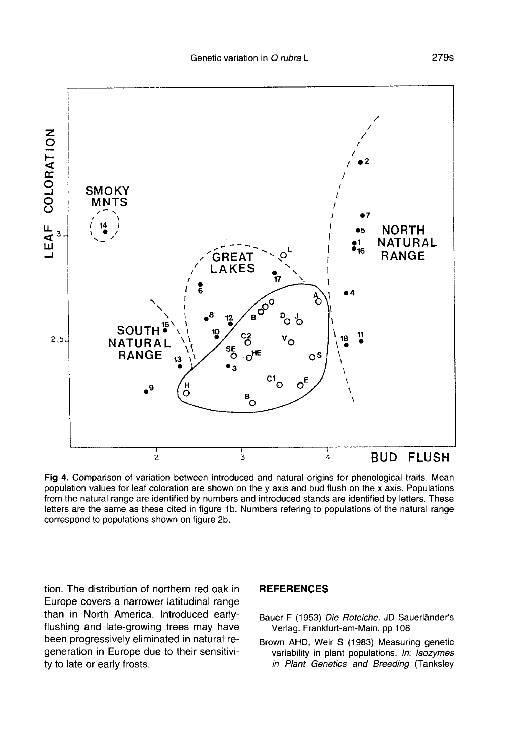Fig 4. Comparison of variation between introduced and natural origins for phenological traits. Mean population values for leaf coloration are shown on the y axis and bud flush on the x axis. Populations from the natural range are identified by numbers and introduced stands are identified by letters. These letters are the same as these cited in figure 1b. Numbers refering to populations of the natural range correspond to populations shown on figure 2b.

tion. The distribution of northern red oak in Europe covers a narrower latitudinal range than in North America. Introduced early-flushing and late-growing trees may have been progressively eliminated in natural regeneration in Europe due to their sensitivity to late or early frosts.

## REFERENCES

Bauer F (1953) *Die Roteiche.* JD Sauerländer's Verlag. Frankfurt-am-Main, pp 108

Brown AHD, Weir S (1983) Measuring genetic variability in plant populations. *In: Isozymes in Plant Genetics and Breeding* (Tanksley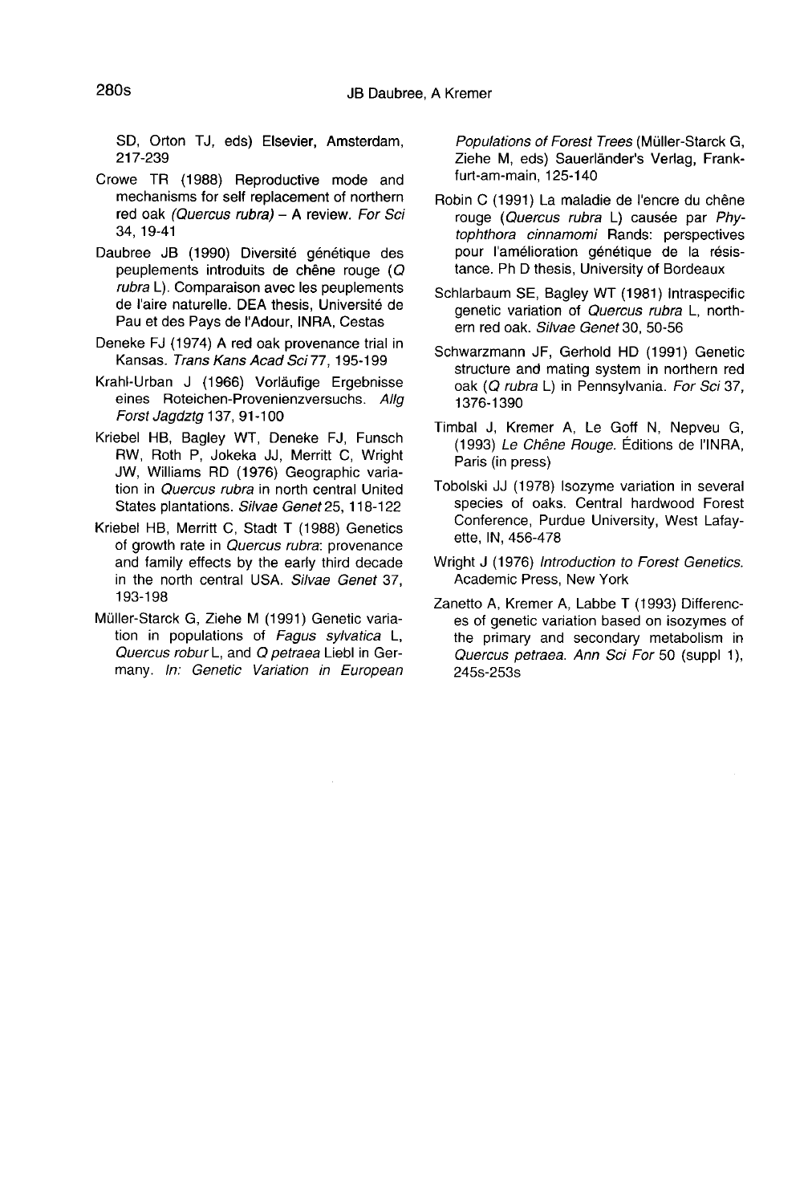SD, Orton TJ, eds) Elsevier, Amsterdam, 217-239

Crowe TR (1988) Reproductive mode and mechanisms for self replacement of northern red oak *(Quercus rubra)* – A review. *For Sci* 34, 19-41

Daubree JB (1990) Diversité génétique des peuplements introduits de chêne rouge (*Q rubra* L). Comparaison avec les peuplements de l'aire naturelle. DEA thesis, Université de Pau et des Pays de l'Adour, INRA, Cestas

Deneke FJ (1974) A red oak provenance trial in Kansas. *Trans Kans Acad Sci* 77, 195-199

Krahl-Urban J (1966) Vorläufige Ergebnisse eines Roteichen-Provenienzversuchs. *Allg Forst Jagdztg* 137, 91-100

Kriebel HB, Bagley WT, Deneke FJ, Funsch RW, Roth P, Jokeka JJ, Merritt C, Wright JW, Williams RD (1976) Geographic variation in *Quercus rubra* in north central United States plantations. *Silvae Genet* 25, 118-122

Kriebel HB, Merritt C, Stadt T (1988) Genetics of growth rate in *Quercus rubra*: provenance and family effects by the early third decade in the north central USA. *Silvae Genet* 37, 193-198

Müller-Starck G, Ziehe M (1991) Genetic variation in populations of *Fagus sylvatica* L, *Quercus robur* L, and *Q petraea* Liebl in Germany. *In: Genetic Variation in European Populations of Forest Trees* (Müller-Starck G, Ziehe M, eds) Sauerländer's Verlag, Frankfurt-am-main, 125-140

Robin C (1991) La maladie de l'encre du chêne rouge (*Quercus rubra* L) causée par *Phytophthora cinnamomi* Rands: perspectives pour l'amélioration génétique de la résistance. Ph D thesis, University of Bordeaux

Schlarbaum SE, Bagley WT (1981) Intraspecific genetic variation of *Quercus rubra* L, northern red oak. *Silvae Genet* 30, 50-56

Schwarzmann JF, Gerhold HD (1991) Genetic structure and mating system in northern red oak (*Q rubra* L) in Pennsylvania. *For Sci* 37, 1376-1390

Timbal J, Kremer A, Le Goff N, Nepveu G, (1993) *Le Chêne Rouge.* Éditions de l'INRA, Paris (in press)

Tobolski JJ (1978) Isozyme variation in several species of oaks. Central hardwood Forest Conference, Purdue University, West Lafayette, IN, 456-478

Wright J (1976) *Introduction to Forest Genetics.* Academic Press, New York

Zanetto A, Kremer A, Labbe T (1993) Differences of genetic variation based on isozymes of the primary and secondary metabolism in *Quercus petraea. Ann Sci For* 50 (suppl 1), 245s-253s